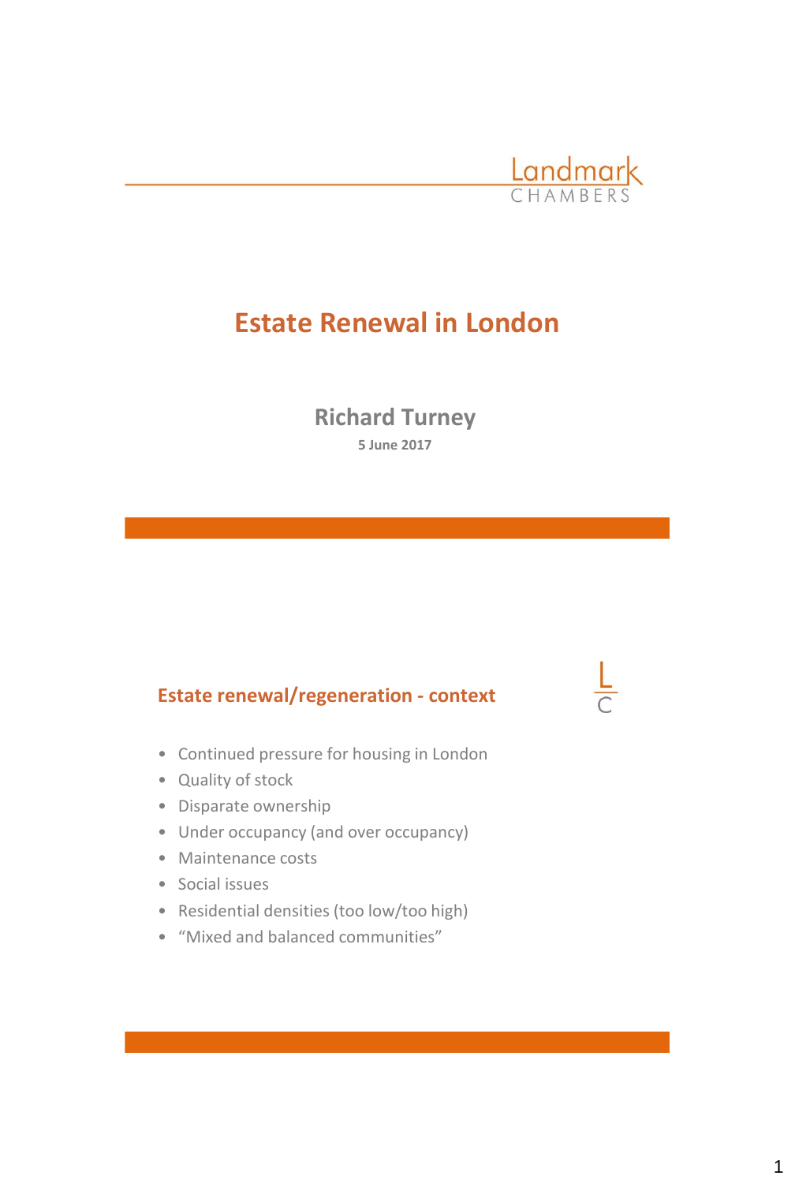Landmark CHAMBERS

# Estate Renewal in London

**Richard Turney**

**5 June 2017**

## Estate renewal/regeneration - context

- Continued pressure for housing in London
- Quality of stock
- Disparate ownership
- Under occupancy (and over occupancy)
- Maintenance costs
- Social issues
- Residential densities (too low/too high)
- “Mixed and balanced communities”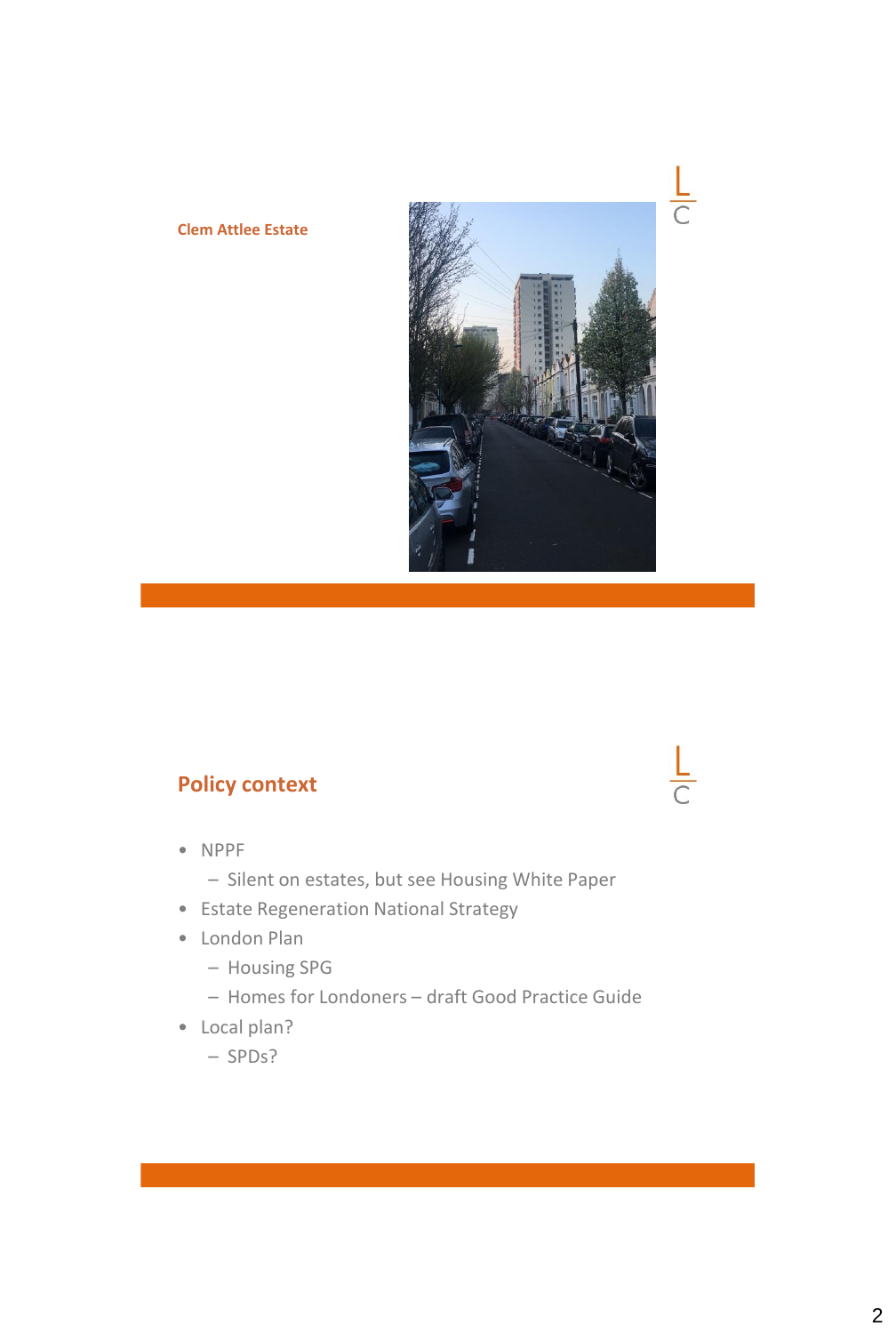## Clem Attlee Estate

## Policy context

- NPPF
  - Silent on estates, but see Housing White Paper
- Estate Regeneration National Strategy
- London Plan
  - Housing SPG
  - Homes for Londoners – draft Good Practice Guide
- Local plan?
  - SPDs?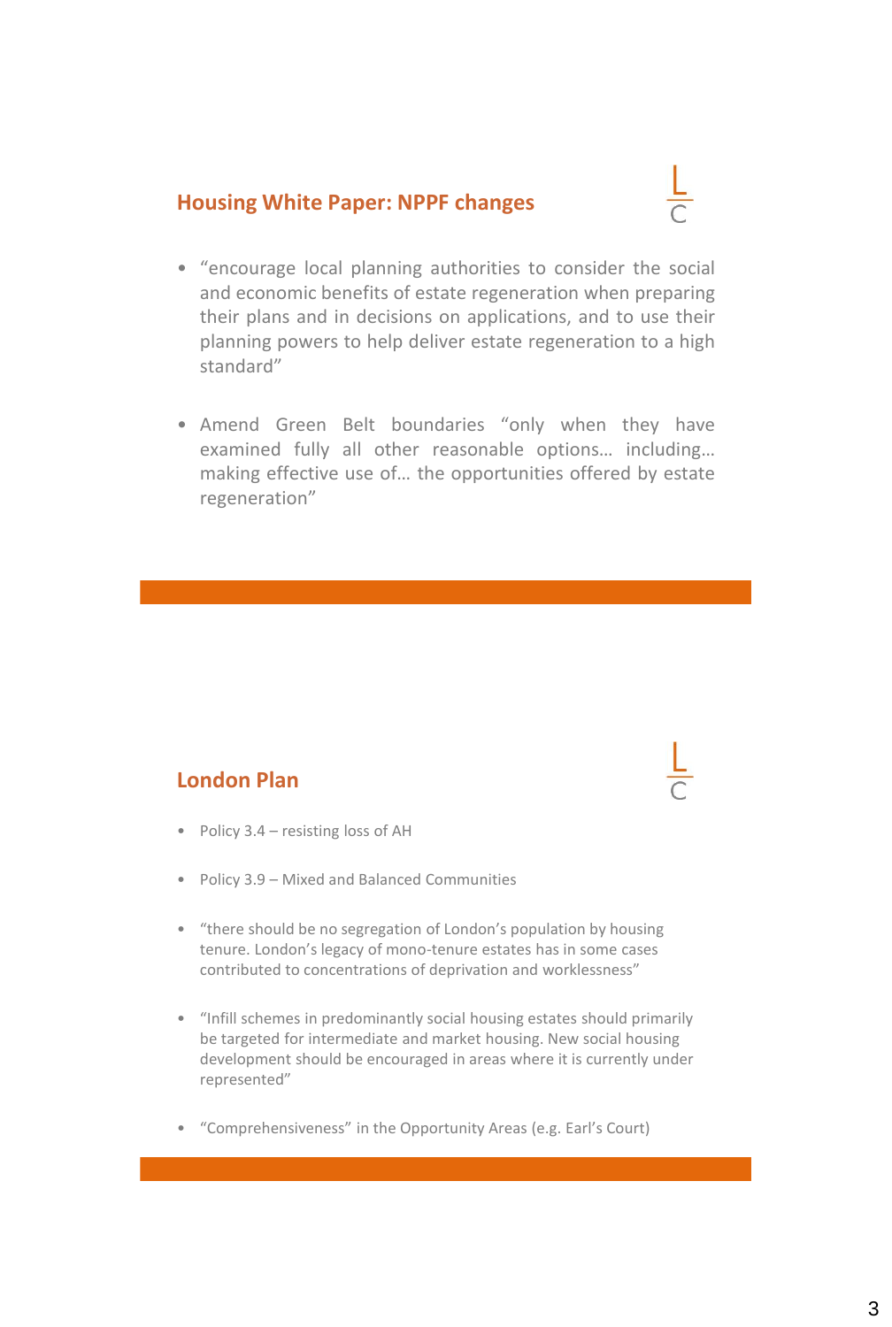## Housing White Paper: NPPF changes

- "encourage local planning authorities to consider the social and economic benefits of estate regeneration when preparing their plans and in decisions on applications, and to use their planning powers to help deliver estate regeneration to a high standard"
- Amend Green Belt boundaries "only when they have examined fully all other reasonable options… including… making effective use of… the opportunities offered by estate regeneration"

## London Plan

- Policy 3.4 – resisting loss of AH
- Policy 3.9 – Mixed and Balanced Communities
- "there should be no segregation of London's population by housing tenure. London's legacy of mono-tenure estates has in some cases contributed to concentrations of deprivation and worklessness"
- "Infill schemes in predominantly social housing estates should primarily be targeted for intermediate and market housing. New social housing development should be encouraged in areas where it is currently under represented"
- "Comprehensiveness" in the Opportunity Areas (e.g. Earl's Court)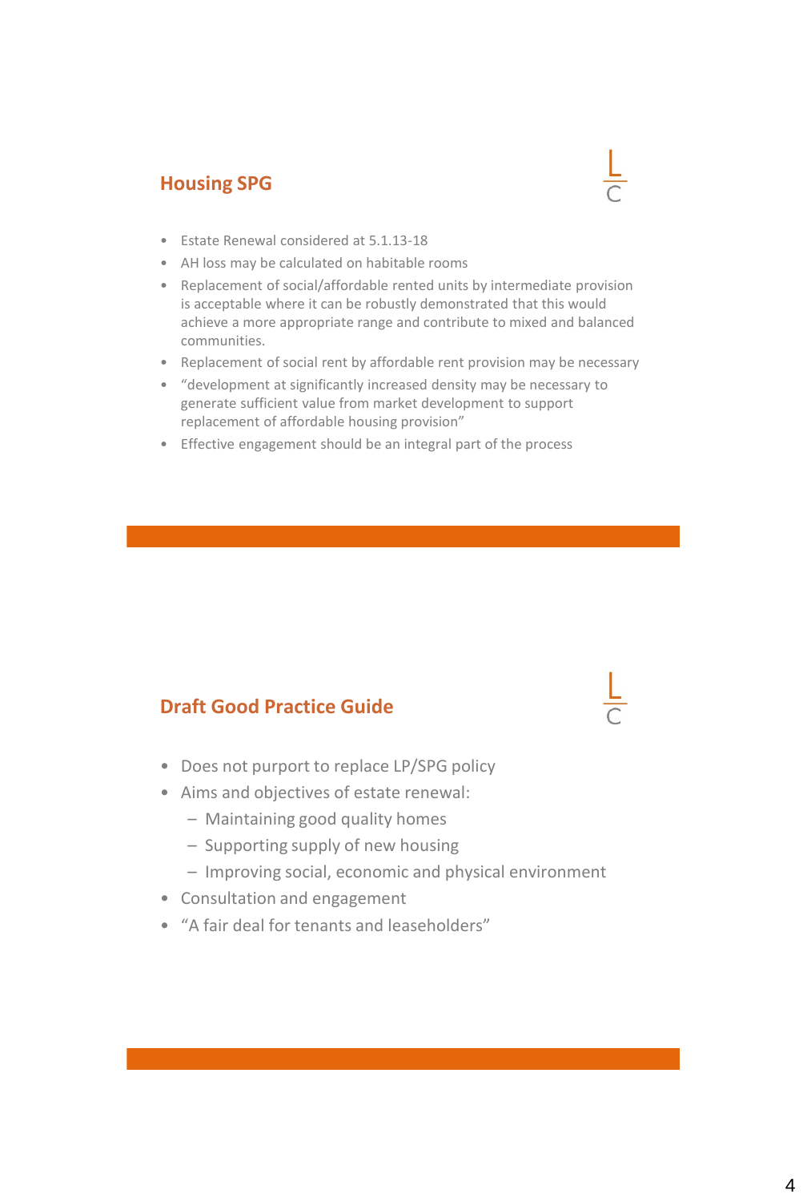## Housing SPG

- Estate Renewal considered at 5.1.13-18
- AH loss may be calculated on habitable rooms
- Replacement of social/affordable rented units by intermediate provision is acceptable where it can be robustly demonstrated that this would achieve a more appropriate range and contribute to mixed and balanced communities.
- Replacement of social rent by affordable rent provision may be necessary
- "development at significantly increased density may be necessary to generate sufficient value from market development to support replacement of affordable housing provision"
- Effective engagement should be an integral part of the process

## Draft Good Practice Guide

- Does not purport to replace LP/SPG policy
- Aims and objectives of estate renewal:
  - Maintaining good quality homes
  - Supporting supply of new housing
  - Improving social, economic and physical environment
- Consultation and engagement
- "A fair deal for tenants and leaseholders"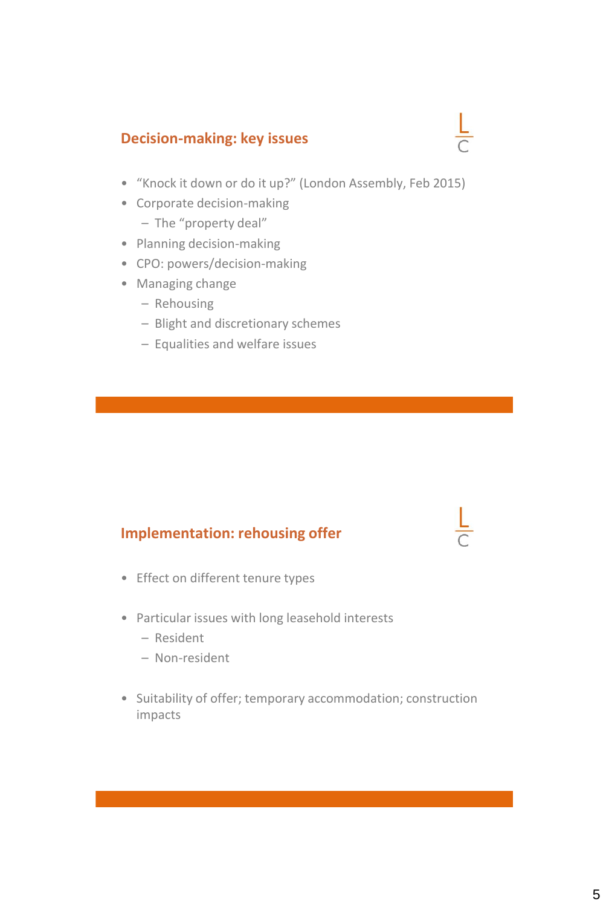## Decision-making: key issues

- "Knock it down or do it up?" (London Assembly, Feb 2015)
- Corporate decision-making
  - The "property deal"
- Planning decision-making
- CPO: powers/decision-making
- Managing change
  - Rehousing
  - Blight and discretionary schemes
  - Equalities and welfare issues

## Implementation: rehousing offer

- Effect on different tenure types
- Particular issues with long leasehold interests
  - Resident
  - Non-resident
- Suitability of offer; temporary accommodation; construction impacts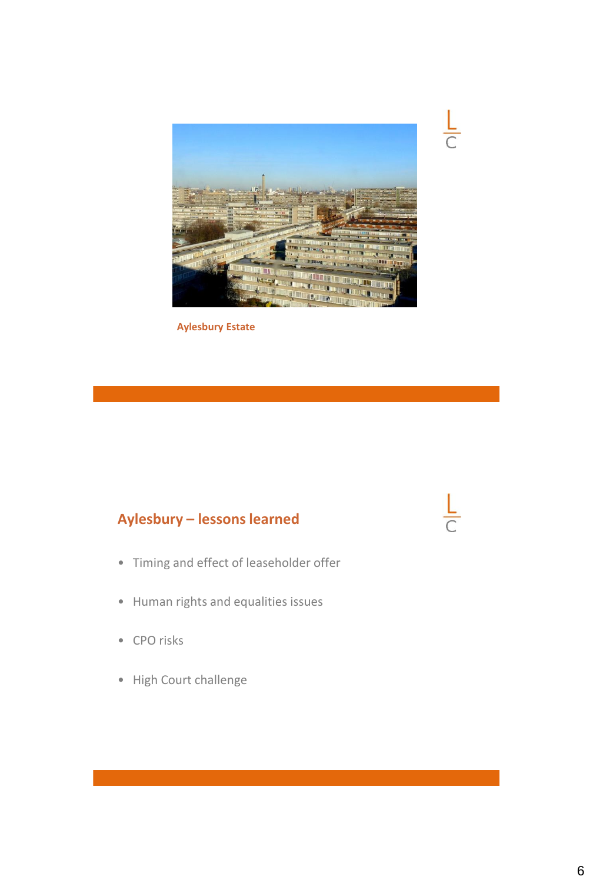Aylesbury Estate

## Aylesbury – lessons learned

- Timing and effect of leaseholder offer
- Human rights and equalities issues
- CPO risks
- High Court challenge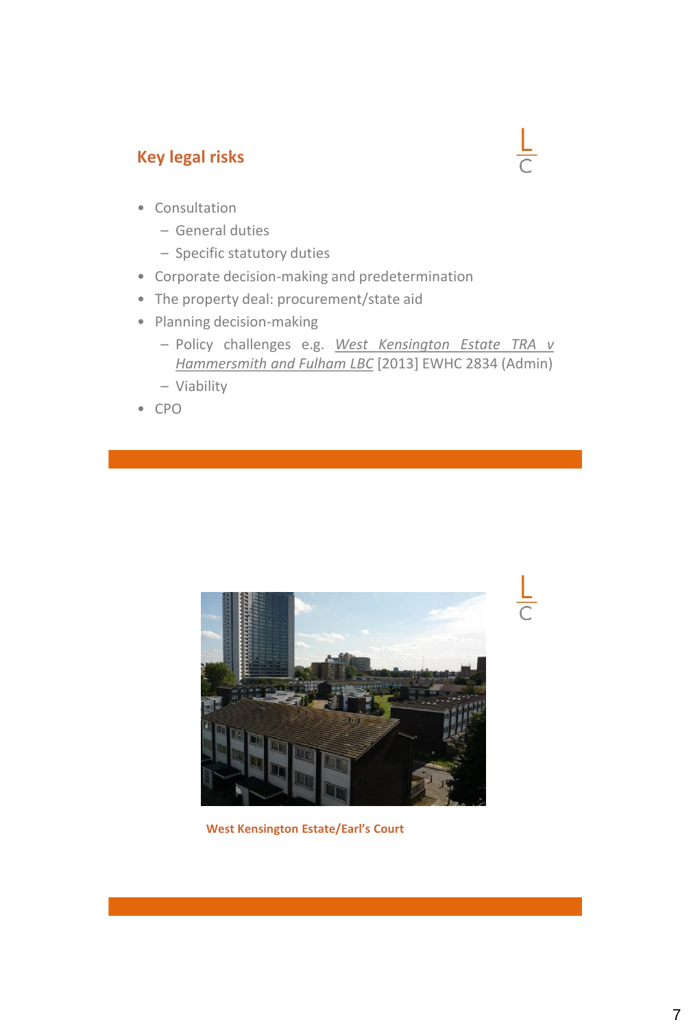## Key legal risks

- Consultation
  - General duties
  - Specific statutory duties
- Corporate decision-making and predetermination
- The property deal: procurement/state aid
- Planning decision-making
  - Policy challenges e.g. *West Kensington Estate TRA v Hammersmith and Fulham LBC* [2013] EWHC 2834 (Admin)
  - Viability
- CPO

West Kensington Estate/Earl's Court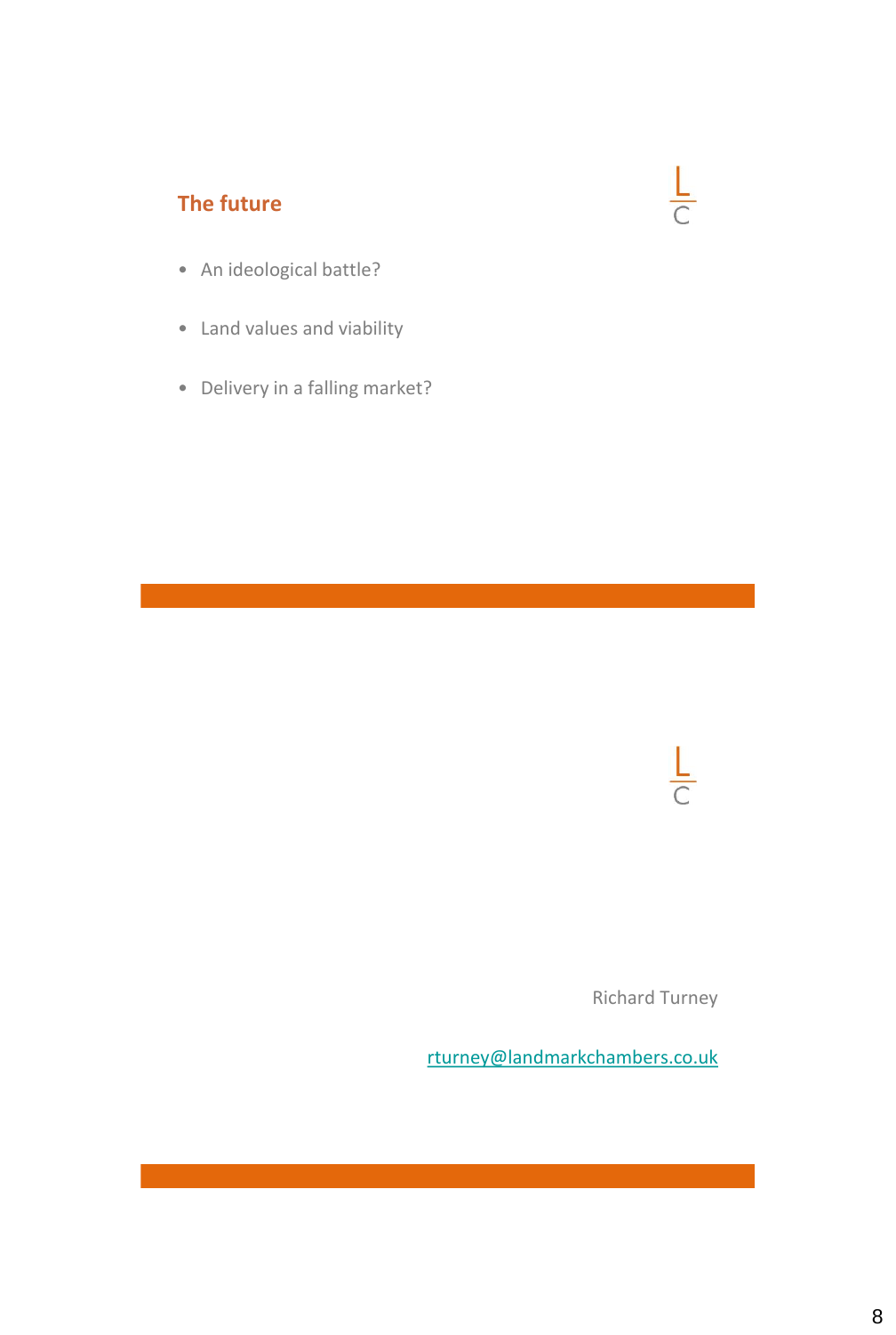## The future

- An ideological battle?
- Land values and viability
- Delivery in a falling market?

Richard Turney

rturney@landmarkchambers.co.uk